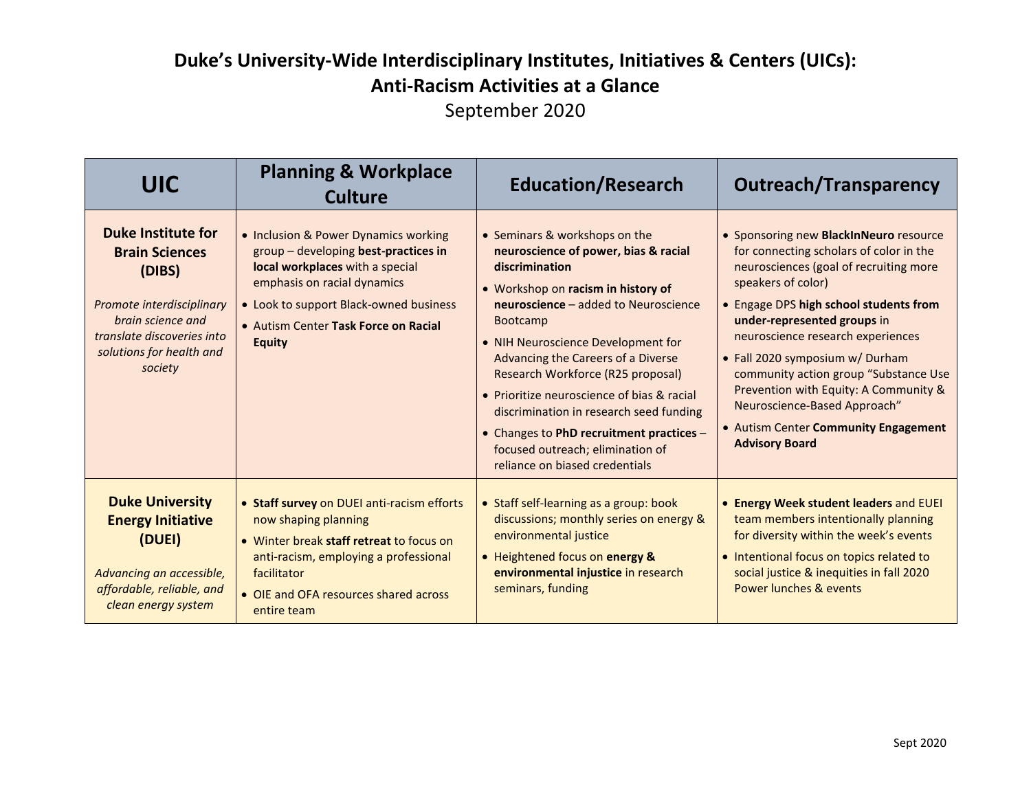# Duke's University-Wide Interdisciplinary Institutes, Initiatives & Centers (UICs): Anti-Racism Activities at a Glance

September 2020

| UIC | Planning & Workplace Culture | Education/Research | Outreach/Transparency |
|---|---|---|---|
| **Duke Institute for Brain Sciences (DIBS)**<br><br>*Promote interdisciplinary brain science and translate discoveries into solutions for health and society* | • Inclusion & Power Dynamics working group – developing **best-practices in local workplaces** with a special emphasis on racial dynamics<br>• Look to support Black-owned business<br>• Autism Center **Task Force on Racial Equity** | • Seminars & workshops on the **neuroscience of power, bias & racial discrimination**<br>• Workshop on **racism in history of neuroscience** – added to Neuroscience Bootcamp<br>• NIH Neuroscience Development for Advancing the Careers of a Diverse Research Workforce (R25 proposal)<br>• Prioritize neuroscience of bias & racial discrimination in research seed funding<br>• Changes to **PhD recruitment practices** – focused outreach; elimination of reliance on biased credentials | • Sponsoring new **BlackInNeuro** resource for connecting scholars of color in the neurosciences (goal of recruiting more speakers of color)<br>• Engage DPS **high school students from under-represented groups** in neuroscience research experiences<br>• Fall 2020 symposium w/ Durham community action group "Substance Use Prevention with Equity: A Community & Neuroscience-Based Approach"<br>• Autism Center **Community Engagement Advisory Board** |
| **Duke University Energy Initiative (DUEI)**<br><br>*Advancing an accessible, affordable, reliable, and clean energy system* | • **Staff survey** on DUEI anti-racism efforts now shaping planning<br>• Winter break **staff retreat** to focus on anti-racism, employing a professional facilitator<br>• OIE and OFA resources shared across entire team | • Staff self-learning as a group: book discussions; monthly series on energy & environmental justice<br>• Heightened focus on **energy & environmental injustice** in research seminars, funding | • **Energy Week student leaders** and EUEI team members intentionally planning for diversity within the week's events<br>• Intentional focus on topics related to social justice & inequities in fall 2020 Power lunches & events |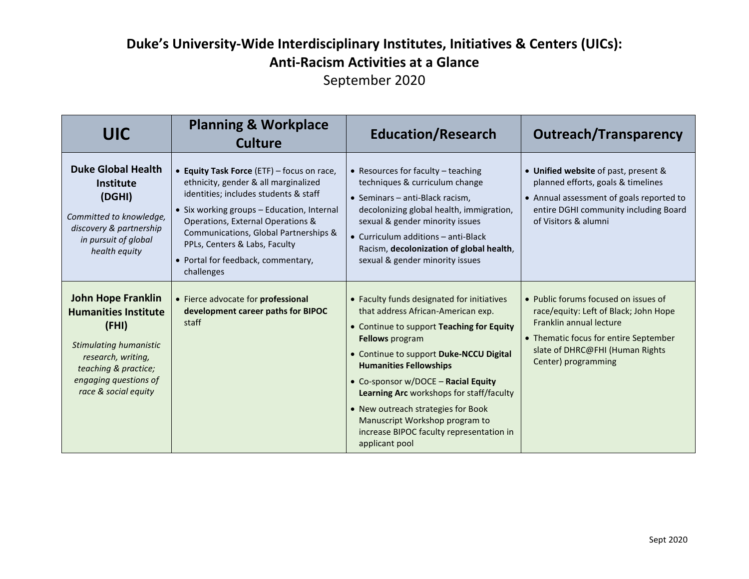# Duke's University-Wide Interdisciplinary Institutes, Initiatives & Centers (UICs): Anti-Racism Activities at a Glance

September 2020

| UIC | Planning & Workplace Culture | Education/Research | Outreach/Transparency |
|---|---|---|---|
| **Duke Global Health Institute (DGHI)**<br>*Committed to knowledge, discovery & partnership in pursuit of global health equity* | • **Equity Task Force** (ETF) – focus on race, ethnicity, gender & all marginalized identities; includes students & staff<br>• Six working groups – Education, Internal Operations, External Operations & Communications, Global Partnerships & PPLs, Centers & Labs, Faculty<br>• Portal for feedback, commentary, challenges | • Resources for faculty – teaching techniques & curriculum change<br>• Seminars – anti-Black racism, decolonizing global health, immigration, sexual & gender minority issues<br>• Curriculum additions – anti-Black Racism, **decolonization of global health**, sexual & gender minority issues | • **Unified website** of past, present & planned efforts, goals & timelines<br>• Annual assessment of goals reported to entire DGHI community including Board of Visitors & alumni |
| **John Hope Franklin Humanities Institute (FHI)**<br>*Stimulating humanistic research, writing, teaching & practice; engaging questions of race & social equity* | • Fierce advocate for **professional development career paths for BIPOC** staff | • Faculty funds designated for initiatives that address African-American exp.<br>• Continue to support **Teaching for Equity Fellows** program<br>• Continue to support **Duke-NCCU Digital Humanities Fellowships**<br>• Co-sponsor w/DOCE – **Racial Equity Learning Arc** workshops for staff/faculty<br>• New outreach strategies for Book Manuscript Workshop program to increase BIPOC faculty representation in applicant pool | • Public forums focused on issues of race/equity: Left of Black; John Hope Franklin annual lecture<br>• Thematic focus for entire September slate of DHRC@FHI (Human Rights Center) programming |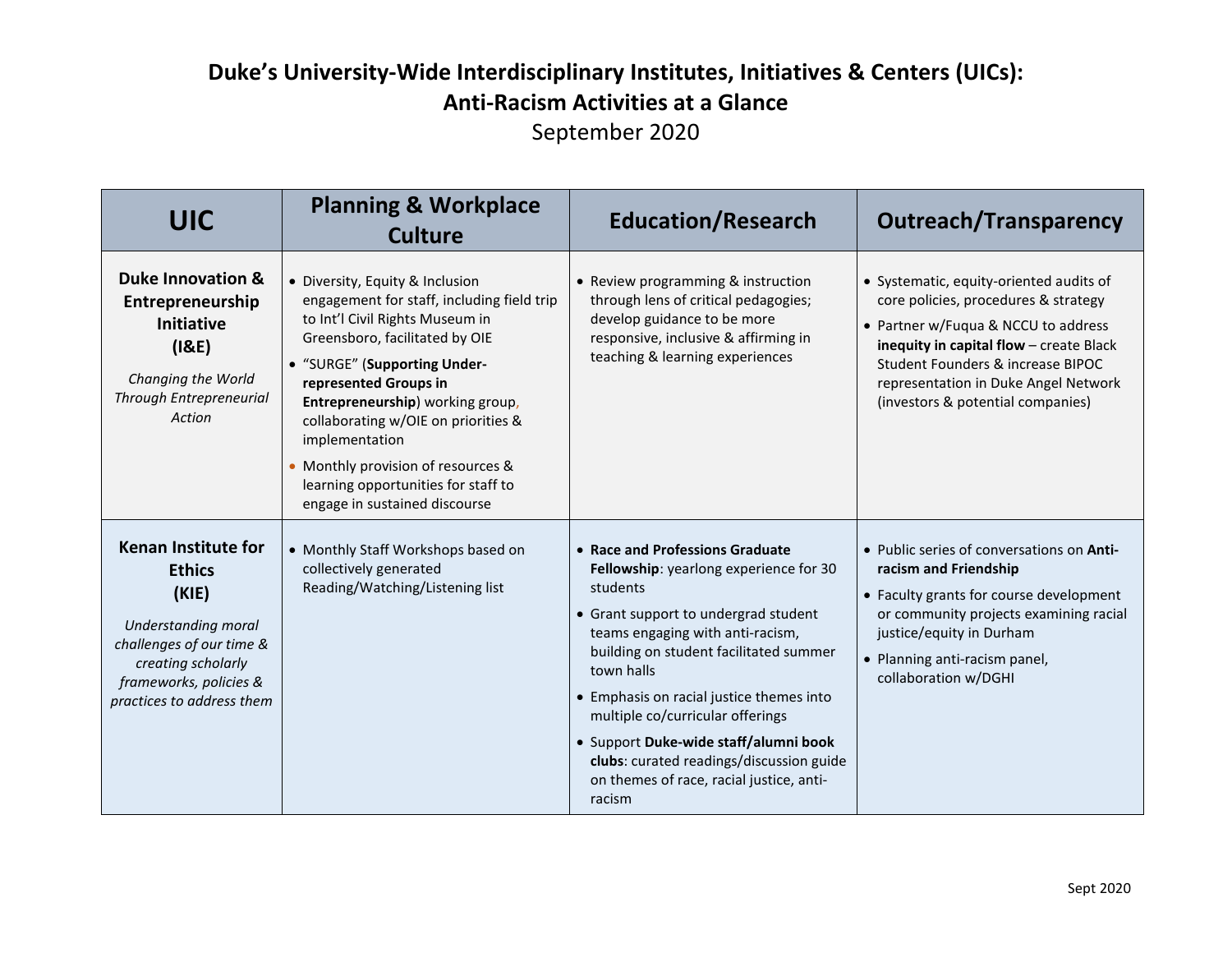# Duke's University-Wide Interdisciplinary Institutes, Initiatives & Centers (UICs): Anti-Racism Activities at a Glance

September 2020

| UIC | Planning & Workplace Culture | Education/Research | Outreach/Transparency |
|---|---|---|---|
| **Duke Innovation & Entrepreneurship Initiative (I&E)**<br>*Changing the World Through Entrepreneurial Action* | • Diversity, Equity & Inclusion engagement for staff, including field trip to Int'l Civil Rights Museum in Greensboro, facilitated by OIE<br>• "SURGE" (**Supporting Under-represented Groups in Entrepreneurship**) working group, collaborating w/OIE on priorities & implementation<br>• Monthly provision of resources & learning opportunities for staff to engage in sustained discourse | • Review programming & instruction through lens of critical pedagogies; develop guidance to be more responsive, inclusive & affirming in teaching & learning experiences | • Systematic, equity-oriented audits of core policies, procedures & strategy<br>• Partner w/Fuqua & NCCU to address **inequity in capital flow** – create Black Student Founders & increase BIPOC representation in Duke Angel Network (investors & potential companies) |
| **Kenan Institute for Ethics (KIE)**<br>*Understanding moral challenges of our time & creating scholarly frameworks, policies & practices to address them* | • Monthly Staff Workshops based on collectively generated Reading/Watching/Listening list | • **Race and Professions Graduate Fellowship**: yearlong experience for 30 students<br>• Grant support to undergrad student teams engaging with anti-racism, building on student facilitated summer town halls<br>• Emphasis on racial justice themes into multiple co/curricular offerings<br>• Support **Duke-wide staff/alumni book clubs**: curated readings/discussion guide on themes of race, racial justice, anti-racism | • Public series of conversations on **Anti-racism and Friendship**<br>• Faculty grants for course development or community projects examining racial justice/equity in Durham<br>• Planning anti-racism panel, collaboration w/DGHI |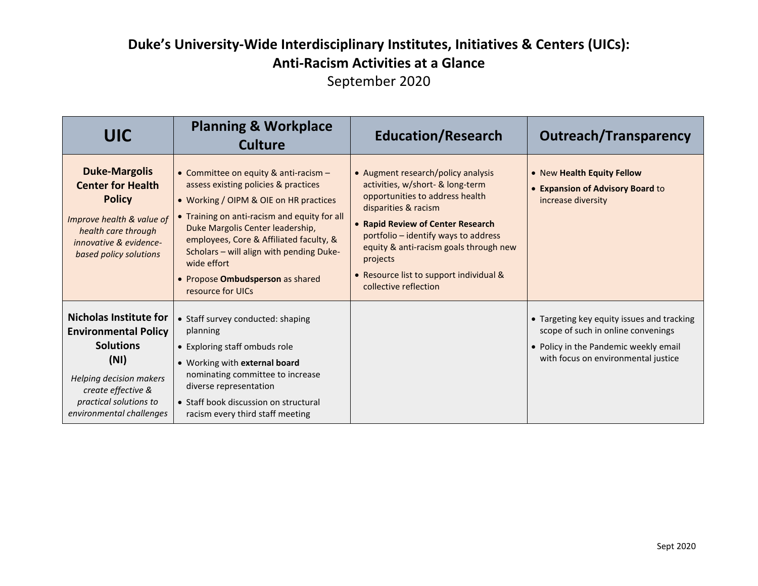# Duke's University-Wide Interdisciplinary Institutes, Initiatives & Centers (UICs): Anti-Racism Activities at a Glance

September 2020

| UIC | Planning & Workplace Culture | Education/Research | Outreach/Transparency |
|---|---|---|---|
| **Duke-Margolis Center for Health Policy**<br>*Improve health & value of health care through innovative & evidence-based policy solutions* | • Committee on equity & anti-racism – assess existing policies & practices<br>• Working / OIPM & OIE on HR practices<br>• Training on anti-racism and equity for all Duke Margolis Center leadership, employees, Core & Affiliated faculty, & Scholars – will align with pending Duke-wide effort<br>• Propose **Ombudsperson** as shared resource for UICs | • Augment research/policy analysis activities, w/short- & long-term opportunities to address health disparities & racism<br>• **Rapid Review of Center Research** portfolio – identify ways to address equity & anti-racism goals through new projects<br>• Resource list to support individual & collective reflection | • New **Health Equity Fellow**<br>• **Expansion of Advisory Board** to increase diversity |
| **Nicholas Institute for Environmental Policy Solutions (NI)**<br>*Helping decision makers create effective & practical solutions to environmental challenges* | • Staff survey conducted: shaping planning<br>• Exploring staff ombuds role<br>• Working with **external board** nominating committee to increase diverse representation<br>• Staff book discussion on structural racism every third staff meeting | | • Targeting key equity issues and tracking scope of such in online convenings<br>• Policy in the Pandemic weekly email with focus on environmental justice |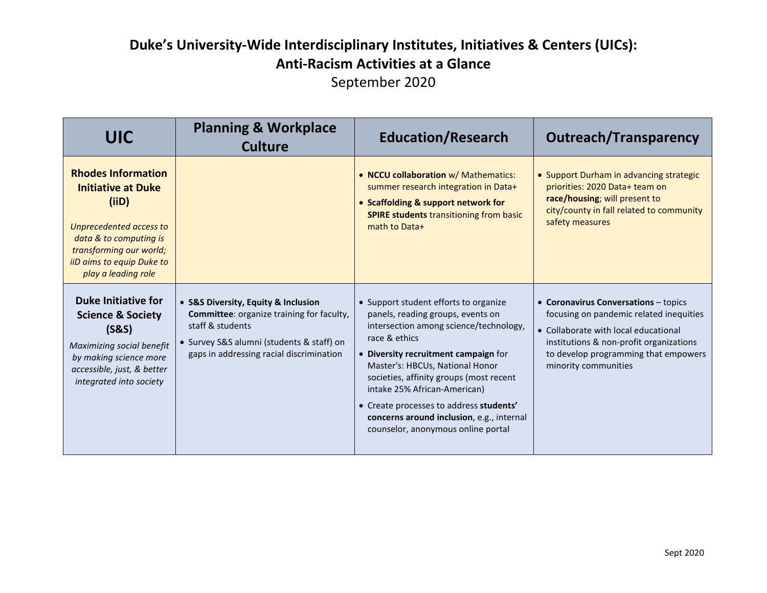# Duke's University-Wide Interdisciplinary Institutes, Initiatives & Centers (UICs): Anti-Racism Activities at a Glance

September 2020

| UIC | Planning & Workplace Culture | Education/Research | Outreach/Transparency |
|---|---|---|---|
| **Rhodes Information Initiative at Duke (iiD)**<br>*Unprecedented access to data & to computing is transforming our world; iiD aims to equip Duke to play a leading role* | | • **NCCU collaboration** w/ Mathematics: summer research integration in Data+<br>• **Scaffolding & support network for SPIRE students** transitioning from basic math to Data+ | • Support Durham in advancing strategic priorities: 2020 Data+ team on **race/housing**; will present to city/county in fall related to community safety measures |
| **Duke Initiative for Science & Society (S&S)**<br>*Maximizing social benefit by making science more accessible, just, & better integrated into society* | • **S&S Diversity, Equity & Inclusion Committee**: organize training for faculty, staff & students<br>• Survey S&S alumni (students & staff) on gaps in addressing racial discrimination | • Support student efforts to organize panels, reading groups, events on intersection among science/technology, race & ethics<br>• **Diversity recruitment campaign** for Master's: HBCUs, National Honor societies, affinity groups (most recent intake 25% African-American)<br>• Create processes to address **students' concerns around inclusion**, e.g., internal counselor, anonymous online portal | • **Coronavirus Conversations** – topics focusing on pandemic related inequities<br>• Collaborate with local educational institutions & non-profit organizations to develop programming that empowers minority communities |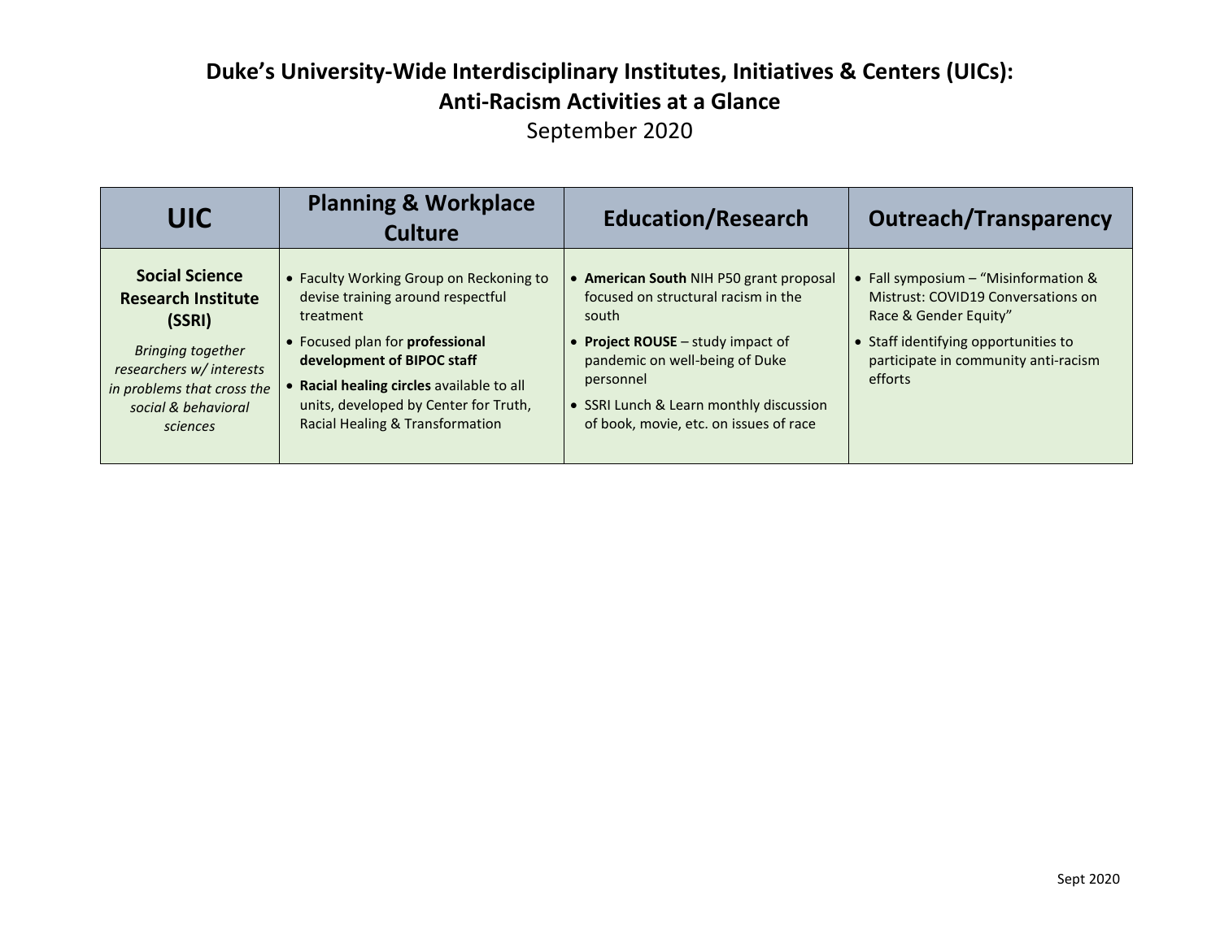# Duke's University-Wide Interdisciplinary Institutes, Initiatives & Centers (UICs): Anti-Racism Activities at a Glance

September 2020

| UIC | Planning & Workplace Culture | Education/Research | Outreach/Transparency |
|---|---|---|---|
| **Social Science Research Institute (SSRI)**<br>*Bringing together researchers w/ interests in problems that cross the social & behavioral sciences* | • Faculty Working Group on Reckoning to devise training around respectful treatment<br>• Focused plan for **professional development of BIPOC staff**<br>• **Racial healing circles** available to all units, developed by Center for Truth, Racial Healing & Transformation | • **American South** NIH P50 grant proposal focused on structural racism in the south<br>• **Project ROUSE** – study impact of pandemic on well-being of Duke personnel<br>• SSRI Lunch & Learn monthly discussion of book, movie, etc. on issues of race | • Fall symposium – "Misinformation & Mistrust: COVID19 Conversations on Race & Gender Equity"<br>• Staff identifying opportunities to participate in community anti-racism efforts |